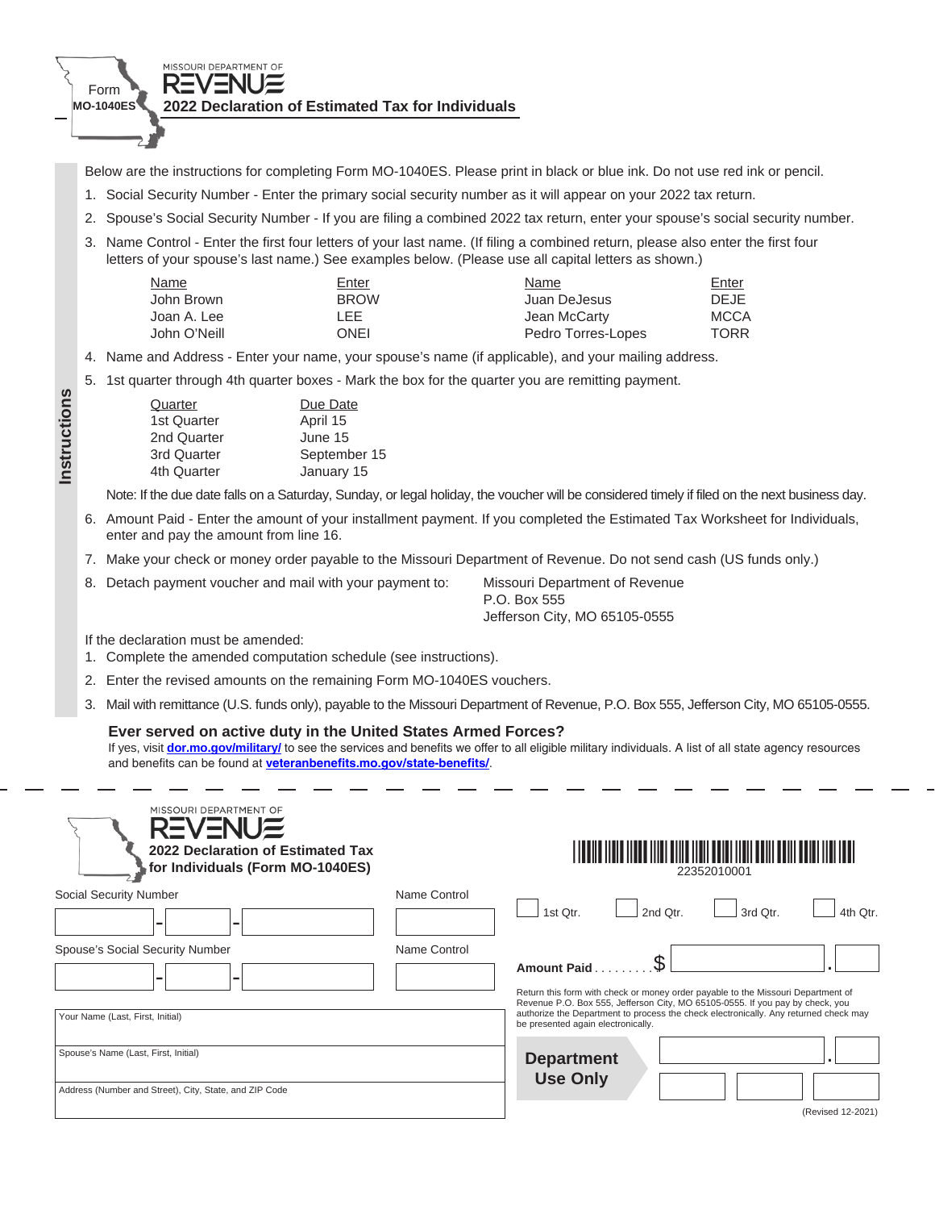Form MO-1040ES

MISSOURI DEPARTMENT OF REVENUE

# 2022 Declaration of Estimated Tax for Individuals

**Instructions**

Below are the instructions for completing Form MO-1040ES. Please print in black or blue ink. Do not use red ink or pencil.

1. Social Security Number - Enter the primary social security number as it will appear on your 2022 tax return.
2. Spouse's Social Security Number - If you are filing a combined 2022 tax return, enter your spouse's social security number.
3. Name Control - Enter the first four letters of your last name. (If filing a combined return, please also enter the first four letters of your spouse's last name.) See examples below. (Please use all capital letters as shown.)

| Name | Enter | Name | Enter |
|---|---|---|---|
| John Brown | BROW | Juan DeJesus | DEJE |
| Joan A. Lee | LEE | Jean McCarty | MCCA |
| John O'Neill | ONEI | Pedro Torres-Lopes | TORR |

4. Name and Address - Enter your name, your spouse's name (if applicable), and your mailing address.
5. 1st quarter through 4th quarter boxes - Mark the box for the quarter you are remitting payment.

| Quarter | Due Date |
|---|---|
| 1st Quarter | April 15 |
| 2nd Quarter | June 15 |
| 3rd Quarter | September 15 |
| 4th Quarter | January 15 |

Note: If the due date falls on a Saturday, Sunday, or legal holiday, the voucher will be considered timely if filed on the next business day.

6. Amount Paid - Enter the amount of your installment payment. If you completed the Estimated Tax Worksheet for Individuals, enter and pay the amount from line 16.
7. Make your check or money order payable to the Missouri Department of Revenue. Do not send cash (US funds only.)
8. Detach payment voucher and mail with your payment to: Missouri Department of Revenue, P.O. Box 555, Jefferson City, MO 65105-0555

If the declaration must be amended:

1. Complete the amended computation schedule (see instructions).
2. Enter the revised amounts on the remaining Form MO-1040ES vouchers.
3. Mail with remittance (U.S. funds only), payable to the Missouri Department of Revenue, P.O. Box 555, Jefferson City, MO 65105-0555.

**Ever served on active duty in the United States Armed Forces?**

If yes, visit **dor.mo.gov/military/** to see the services and benefits we offer to all eligible military individuals. A list of all state agency resources and benefits can be found at **veteranbenefits.mo.gov/state-benefits/**.

---

MISSOURI DEPARTMENT OF REVENUE

**2022 Declaration of Estimated Tax for Individuals (Form MO-1040ES)**

22352010001

Social Security Number ____ - ____ - ____ Name Control ____

Spouse's Social Security Number ____ - ____ - ____ Name Control ____

☐ 1st Qtr. ☐ 2nd Qtr. ☐ 3rd Qtr. ☐ 4th Qtr.

**Amount Paid** . . . . . . . . . $ ____ . ____

Return this form with check or money order payable to the Missouri Department of Revenue P.O. Box 555, Jefferson City, MO 65105-0555. If you pay by check, you authorize the Department to process the check electronically. Any returned check may be presented again electronically.

Your Name (Last, First, Initial)

Spouse's Name (Last, First, Initial)

Address (Number and Street), City, State, and ZIP Code

**Department Use Only**

(Revised 12-2021)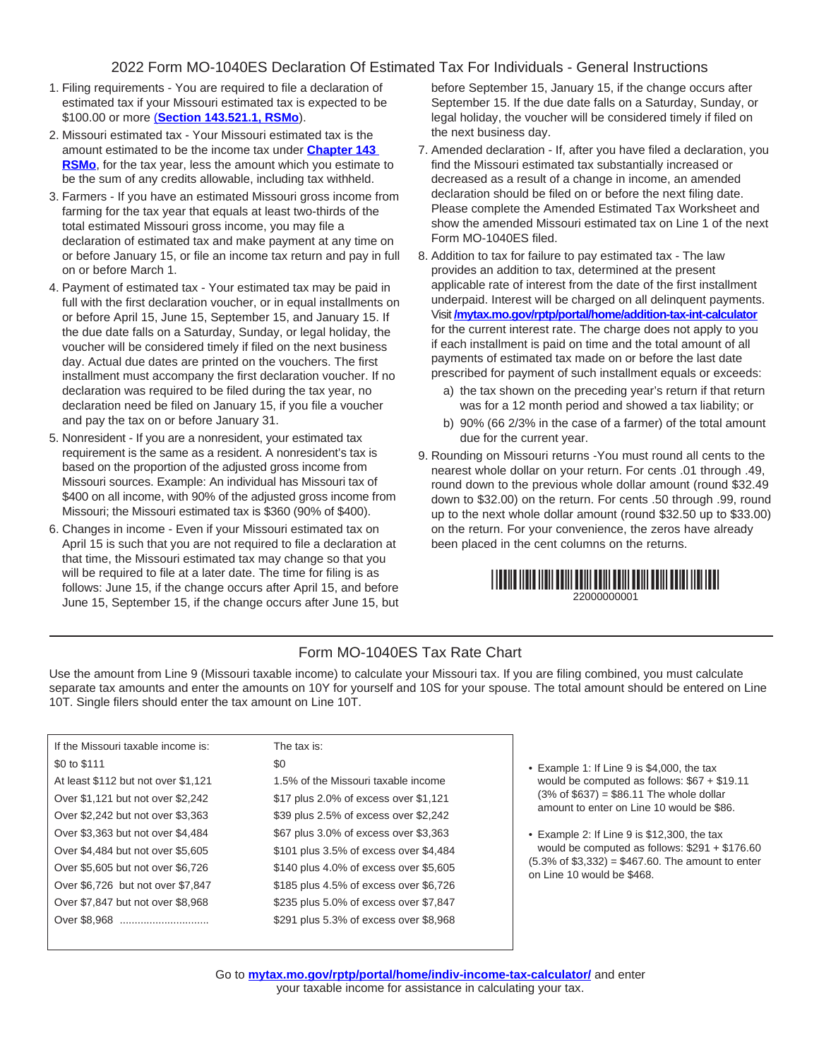## 2022 Form MO-1040ES Declaration Of Estimated Tax For Individuals - General Instructions

1. Filing requirements - You are required to file a declaration of estimated tax if your Missouri estimated tax is expected to be $100.00 or more (**Section 143.521.1, RSMo**).
2. Missouri estimated tax - Your Missouri estimated tax is the amount estimated to be the income tax under **Chapter 143 RSMo**, for the tax year, less the amount which you estimate to be the sum of any credits allowable, including tax withheld.
3. Farmers - If you have an estimated Missouri gross income from farming for the tax year that equals at least two-thirds of the total estimated Missouri gross income, you may file a declaration of estimated tax and make payment at any time on or before January 15, or file an income tax return and pay in full on or before March 1.
4. Payment of estimated tax - Your estimated tax may be paid in full with the first declaration voucher, or in equal installments on or before April 15, June 15, September 15, and January 15. If the due date falls on a Saturday, Sunday, or legal holiday, the voucher will be considered timely if filed on the next business day. Actual due dates are printed on the vouchers. The first installment must accompany the first declaration voucher. If no declaration was required to be filed during the tax year, no declaration need be filed on January 15, if you file a voucher and pay the tax on or before January 31.
5. Nonresident - If you are a nonresident, your estimated tax requirement is the same as a resident. A nonresident's tax is based on the proportion of the adjusted gross income from Missouri sources. Example: An individual has Missouri tax of $400 on all income, with 90% of the adjusted gross income from Missouri; the Missouri estimated tax is $360 (90% of $400).
6. Changes in income - Even if your Missouri estimated tax on April 15 is such that you are not required to file a declaration at that time, the Missouri estimated tax may change so that you will be required to file at a later date. The time for filing is as follows: June 15, if the change occurs after April 15, and before June 15, September 15, if the change occurs after June 15, but before September 15, January 15, if the change occurs after September 15. If the due date falls on a Saturday, Sunday, or legal holiday, the voucher will be considered timely if filed on the next business day.
7. Amended declaration - If, after you have filed a declaration, you find the Missouri estimated tax substantially increased or decreased as a result of a change in income, an amended declaration should be filed on or before the next filing date. Please complete the Amended Estimated Tax Worksheet and show the amended Missouri estimated tax on Line 1 of the next Form MO-1040ES filed.
8. Addition to tax for failure to pay estimated tax - The law provides an addition to tax, determined at the present applicable rate of interest from the date of the first installment underpaid. Interest will be charged on all delinquent payments. Visit **/mytax.mo.gov/rptp/portal/home/addition-tax-int-calculator** for the current interest rate. The charge does not apply to you if each installment is paid on time and the total amount of all payments of estimated tax made on or before the last date prescribed for payment of such installment equals or exceeds:
   a) the tax shown on the preceding year's return if that return was for a 12 month period and showed a tax liability; or
   b) 90% (66 2/3% in the case of a farmer) of the total amount due for the current year.
9. Rounding on Missouri returns -You must round all cents to the nearest whole dollar on your return. For cents .01 through .49, round down to the previous whole dollar amount (round $32.49 down to $32.00) on the return. For cents .50 through .99, round up to the next whole dollar amount (round $32.50 up to $33.00) on the return. For your convenience, the zeros have already been placed in the cent columns on the returns.

22000000001

## Form MO-1040ES Tax Rate Chart

Use the amount from Line 9 (Missouri taxable income) to calculate your Missouri tax. If you are filing combined, you must calculate separate tax amounts and enter the amounts on 10Y for yourself and 10S for your spouse. The total amount should be entered on Line 10T. Single filers should enter the tax amount on Line 10T.

| If the Missouri taxable income is: | The tax is: |
|---|---|
| $0 to $111 | $0 |
| At least $112 but not over $1,121 | 1.5% of the Missouri taxable income |
| Over $1,121 but not over $2,242 | $17 plus 2.0% of excess over $1,121 |
| Over $2,242 but not over $3,363 | $39 plus 2.5% of excess over $2,242 |
| Over $3,363 but not over $4,484 | $67 plus 3.0% of excess over $3,363 |
| Over $4,484 but not over $5,605 | $101 plus 3.5% of excess over $4,484 |
| Over $5,605 but not over $6,726 | $140 plus 4.0% of excess over $5,605 |
| Over $6,726 but not over $7,847 | $185 plus 4.5% of excess over $6,726 |
| Over $7,847 but not over $8,968 | $235 plus 5.0% of excess over $7,847 |
| Over $8,968 ............................. | $291 plus 5.3% of excess over $8,968 |

- Example 1: If Line 9 is $4,000, the tax would be computed as follows: $67 + $19.11 (3% of $637) = $86.11 The whole dollar amount to enter on Line 10 would be $86.
- Example 2: If Line 9 is $12,300, the tax would be computed as follows: $291 + $176.60 (5.3% of $3,332) = $467.60. The amount to enter on Line 10 would be $468.

Go to **mytax.mo.gov/rptp/portal/home/indiv-income-tax-calculator/** and enter your taxable income for assistance in calculating your tax.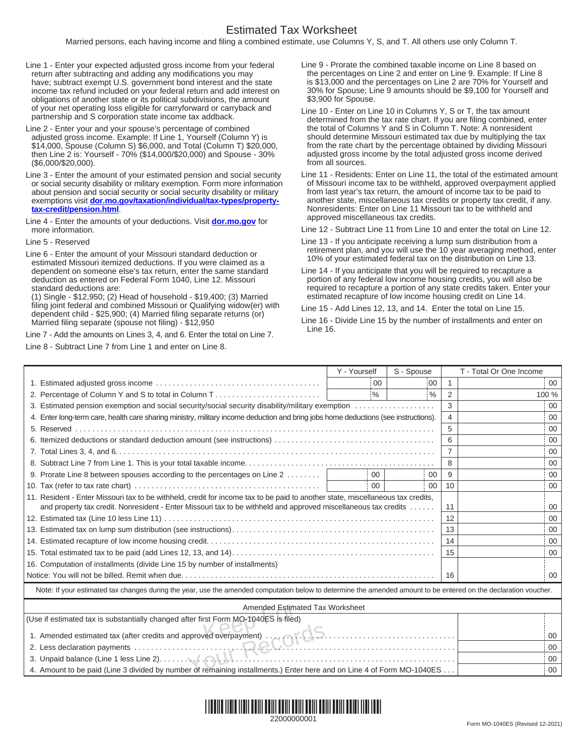# Estimated Tax Worksheet

Married persons, each having income and filing a combined estimate, use Columns Y, S, and T. All others use only Column T.

Line 1 - Enter your expected adjusted gross income from your federal return after subtracting and adding any modifications you may have; subtract exempt U.S. government bond interest and the state income tax refund included on your federal return and add interest on obligations of another state or its political subdivisions, the amount of your net operating loss eligible for carryforward or carryback and partnership and S corporation state income tax addback.

Line 2 - Enter your and your spouse's percentage of combined adjusted gross income. Example: If Line 1, Yourself (Column Y) is $14,000, Spouse (Column S) $6,000, and Total (Column T) $20,000, then Line 2 is: Yourself - 70% ($14,000/$20,000) and Spouse - 30% ($6,000/$20,000).

Line 3 - Enter the amount of your estimated pension and social security or social security disability or military exemption. Form more information about pension and social security or social security disability or military exemptions visit **dor.mo.gov/taxation/individual/tax-types/property-tax-credit/pension.html**.

Line 4 - Enter the amounts of your deductions. Visit **dor.mo.gov** for more information.

Line 5 - Reserved

Line 6 - Enter the amount of your Missouri standard deduction or estimated Missouri itemized deductions. If you were claimed as a dependent on someone else's tax return, enter the same standard deduction as entered on Federal Form 1040, Line 12. Missouri standard deductions are:
(1) Single - $12,950; (2) Head of household - $19,400; (3) Married filing joint federal and combined Missouri or Qualifying widow(er) with dependent child - $25,900; (4) Married filing separate returns (or) Married filing separate (spouse not filing) - $12,950

Line 7 - Add the amounts on Lines 3, 4, and 6. Enter the total on Line 7.

Line 8 - Subtract Line 7 from Line 1 and enter on Line 8.

Line 9 - Prorate the combined taxable income on Line 8 based on the percentages on Line 2 and enter on Line 9. Example: If Line 8 is $13,000 and the percentages on Line 2 are 70% for Yourself and 30% for Spouse; Line 9 amounts should be $9,100 for Yourself and $3,900 for Spouse.

Line 10 - Enter on Line 10 in Columns Y, S or T, the tax amount determined from the tax rate chart. If you are filing combined, enter the total of Columns Y and S in Column T. Note: A nonresident should determine Missouri estimated tax due by multiplying the tax from the rate chart by the percentage obtained by dividing Missouri adjusted gross income by the total adjusted gross income derived from all sources.

Line 11 - Residents: Enter on Line 11, the total of the estimated amount of Missouri income tax to be withheld, approved overpayment applied from last year's tax return, the amount of income tax to be paid to another state, miscellaneous tax credits or property tax credit, if any. Nonresidents: Enter on Line 11 Missouri tax to be withheld and approved miscellaneous tax credits.

Line 12 - Subtract Line 11 from Line 10 and enter the total on Line 12.

Line 13 - If you anticipate receiving a lump sum distribution from a retirement plan, and you will use the 10 year averaging method, enter 10% of your estimated federal tax on the distribution on Line 13.

Line 14 - If you anticipate that you will be required to recapture a portion of any federal low income housing credits, you will also be required to recapture a portion of any state credits taken. Enter your estimated recapture of low income housing credit on Line 14.

Line 15 - Add Lines 12, 13, and 14. Enter the total on Line 15.

Line 16 - Divide Line 15 by the number of installments and enter on Line 16.

| | Y - Yourself | S - Spouse | | T - Total Or One Income |
|---|---|---|---|---|
| 1. Estimated adjusted gross income | 00 | 00 | 1 | 00 |
| 2. Percentage of Column Y and S to total in Column T | % | % | 2 | 100 % |
| 3. Estimated pension exemption and social security/social security disability/military exemption | | | 3 | 00 |
| 4. Enter long-term care, health care sharing ministry, military income deduction and bring jobs home deductions (see instructions). | | | 4 | 00 |
| 5. Reserved | | | 5 | 00 |
| 6. Itemized deductions or standard deduction amount (see instructions) | | | 6 | 00 |
| 7. Total Lines 3, 4, and 6. | | | 7 | 00 |
| 8. Subtract Line 7 from Line 1. This is your total taxable income. | | | 8 | 00 |
| 9. Prorate Line 8 between spouses according to the percentages on Line 2 | 00 | 00 | 9 | 00 |
| 10. Tax (refer to tax rate chart) | 00 | 00 | 10 | 00 |
| 11. Resident - Enter Missouri tax to be withheld, credit for income tax to be paid to another state, miscellaneous tax credits, and property tax credit. Nonresident - Enter Missouri tax to be withheld and approved miscellaneous tax credits | | | 11 | 00 |
| 12. Estimated tax (Line 10 less Line 11) | | | 12 | 00 |
| 13. Estimated tax on lump sum distribution (see instructions) | | | 13 | 00 |
| 14. Estimated recapture of low income housing credit. | | | 14 | 00 |
| 15. Total estimated tax to be paid (add Lines 12, 13, and 14) | | | 15 | 00 |
| 16. Computation of installments (divide Line 15 by number of installments) Notice: You will not be billed. Remit when due. | | | 16 | 00 |

Note: If your estimated tax changes during the year, use the amended computation below to determine the amended amount to be entered on the declaration voucher.

## Amended Estimated Tax Worksheet

Keep For Your Records

| (Use if estimated tax is substantially changed after first Form MO-1040ES is filed) | |
|---|---|
| 1. Amended estimated tax (after credits and approved overpayment) | 00 |
| 2. Less declaration payments | 00 |
| 3. Unpaid balance (Line 1 less Line 2). | 00 |
| 4. Amount to be paid (Line 3 divided by number of remaining installments.) Enter here and on Line 4 of Form MO-1040ES | 00 |

22000000001

Form MO-1040ES (Revised 12-2021)